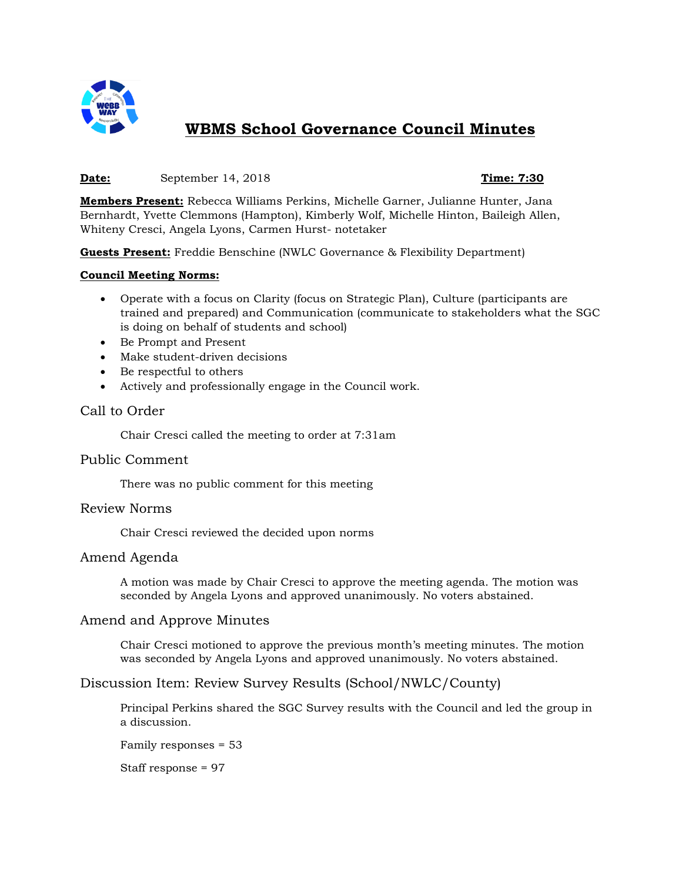# WBMS School Governance Council Minutes

**Date:** September 14, 2018 **Time: 7:30**

**Members Present:** Rebecca Williams Perkins, Michelle Garner, Julianne Hunter, Jana Bernhardt, Yvette Clemmons (Hampton), Kimberly Wolf, Michelle Hinton, Baileigh Allen, Whiteny Cresci, Angela Lyons, Carmen Hurst- notetaker

**Guests Present:** Freddie Benschine (NWLC Governance & Flexibility Department)

**Council Meeting Norms:**

- Operate with a focus on Clarity (focus on Strategic Plan), Culture (participants are trained and prepared) and Communication (communicate to stakeholders what the SGC is doing on behalf of students and school)
- Be Prompt and Present
- Make student-driven decisions
- Be respectful to others
- Actively and professionally engage in the Council work.

## Call to Order

Chair Cresci called the meeting to order at 7:31am

## Public Comment

There was no public comment for this meeting

## Review Norms

Chair Cresci reviewed the decided upon norms

## Amend Agenda

A motion was made by Chair Cresci to approve the meeting agenda. The motion was seconded by Angela Lyons and approved unanimously. No voters abstained.

## Amend and Approve Minutes

Chair Cresci motioned to approve the previous month's meeting minutes. The motion was seconded by Angela Lyons and approved unanimously. No voters abstained.

## Discussion Item: Review Survey Results (School/NWLC/County)

Principal Perkins shared the SGC Survey results with the Council and led the group in a discussion.

Family responses = 53

Staff response = 97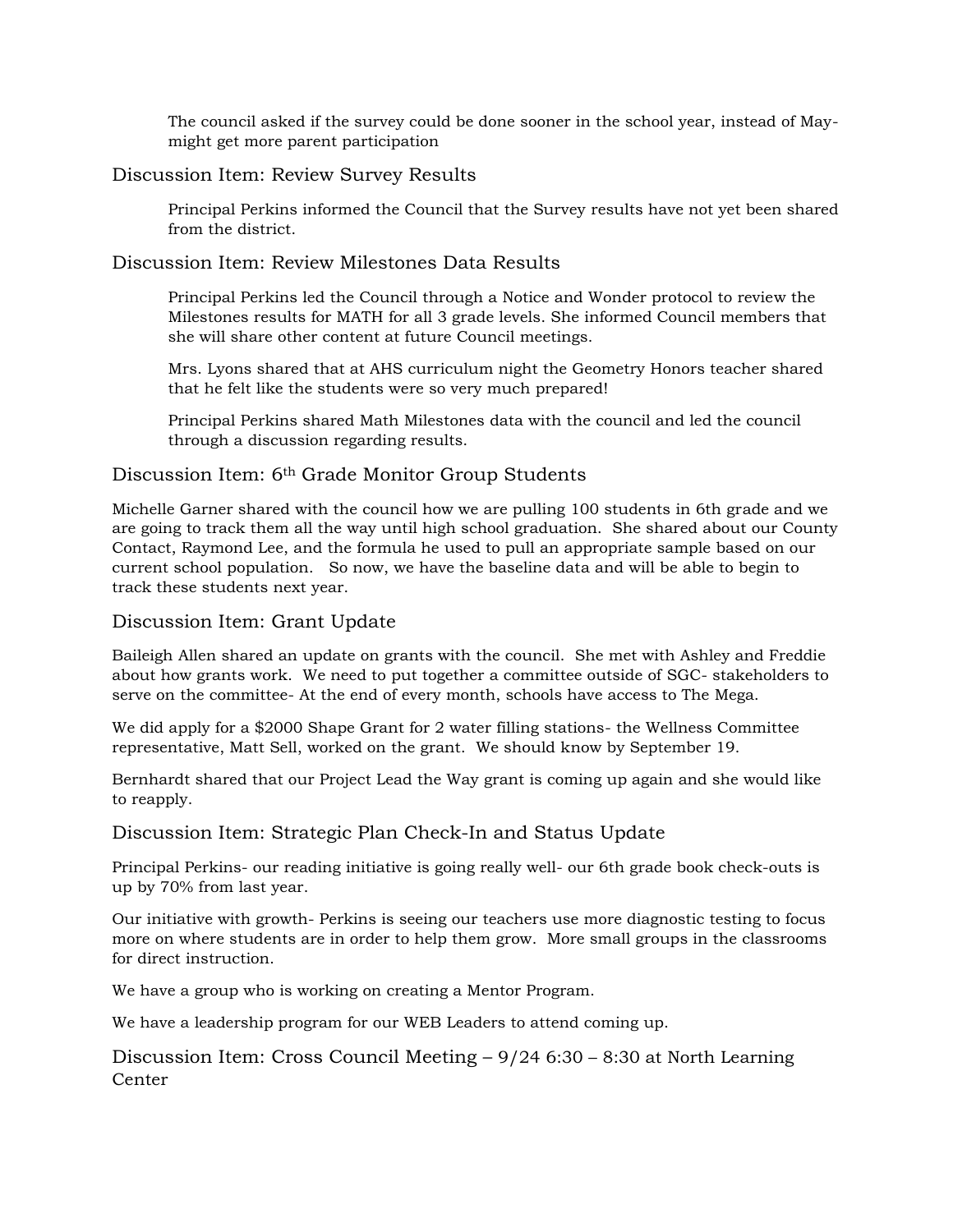The council asked if the survey could be done sooner in the school year, instead of May- might get more parent participation

## Discussion Item: Review Survey Results

Principal Perkins informed the Council that the Survey results have not yet been shared from the district.

## Discussion Item: Review Milestones Data Results

Principal Perkins led the Council through a Notice and Wonder protocol to review the Milestones results for MATH for all 3 grade levels. She informed Council members that she will share other content at future Council meetings.

Mrs. Lyons shared that at AHS curriculum night the Geometry Honors teacher shared that he felt like the students were so very much prepared!

Principal Perkins shared Math Milestones data with the council and led the council through a discussion regarding results.

## Discussion Item: 6th Grade Monitor Group Students

Michelle Garner shared with the council how we are pulling 100 students in 6th grade and we are going to track them all the way until high school graduation. She shared about our County Contact, Raymond Lee, and the formula he used to pull an appropriate sample based on our current school population. So now, we have the baseline data and will be able to begin to track these students next year.

## Discussion Item: Grant Update

Baileigh Allen shared an update on grants with the council. She met with Ashley and Freddie about how grants work. We need to put together a committee outside of SGC- stakeholders to serve on the committee- At the end of every month, schools have access to The Mega.

We did apply for a $2000 Shape Grant for 2 water filling stations- the Wellness Committee representative, Matt Sell, worked on the grant. We should know by September 19.

Bernhardt shared that our Project Lead the Way grant is coming up again and she would like to reapply.

## Discussion Item: Strategic Plan Check-In and Status Update

Principal Perkins- our reading initiative is going really well- our 6th grade book check-outs is up by 70% from last year.

Our initiative with growth- Perkins is seeing our teachers use more diagnostic testing to focus more on where students are in order to help them grow. More small groups in the classrooms for direct instruction.

We have a group who is working on creating a Mentor Program.

We have a leadership program for our WEB Leaders to attend coming up.

## Discussion Item: Cross Council Meeting – 9/24 6:30 – 8:30 at North Learning Center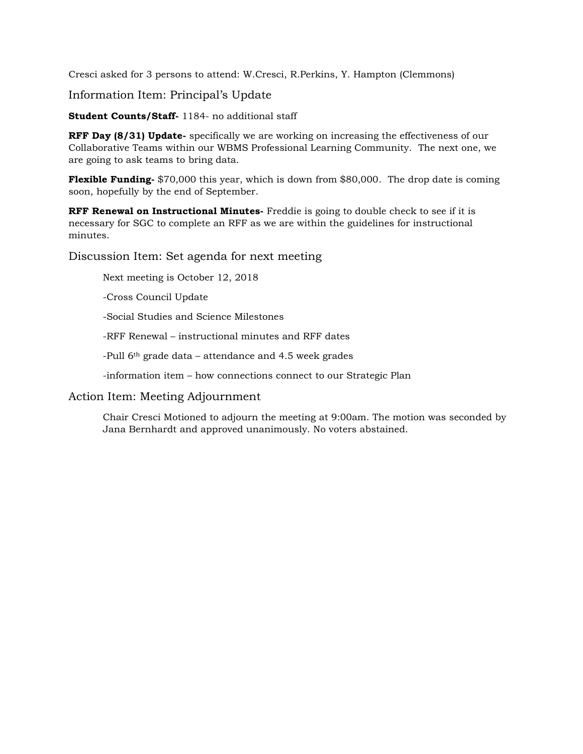Cresci asked for 3 persons to attend: W.Cresci, R.Perkins, Y. Hampton (Clemmons)

## Information Item: Principal's Update

**Student Counts/Staff-** 1184- no additional staff

**RFF Day (8/31) Update-** specifically we are working on increasing the effectiveness of our Collaborative Teams within our WBMS Professional Learning Community. The next one, we are going to ask teams to bring data.

**Flexible Funding-** $70,000 this year, which is down from $80,000. The drop date is coming soon, hopefully by the end of September.

**RFF Renewal on Instructional Minutes-** Freddie is going to double check to see if it is necessary for SGC to complete an RFF as we are within the guidelines for instructional minutes.

## Discussion Item: Set agenda for next meeting

Next meeting is October 12, 2018

-Cross Council Update

-Social Studies and Science Milestones

-RFF Renewal – instructional minutes and RFF dates

-Pull 6th grade data – attendance and 4.5 week grades

-information item – how connections connect to our Strategic Plan

## Action Item: Meeting Adjournment

Chair Cresci Motioned to adjourn the meeting at 9:00am. The motion was seconded by Jana Bernhardt and approved unanimously. No voters abstained.